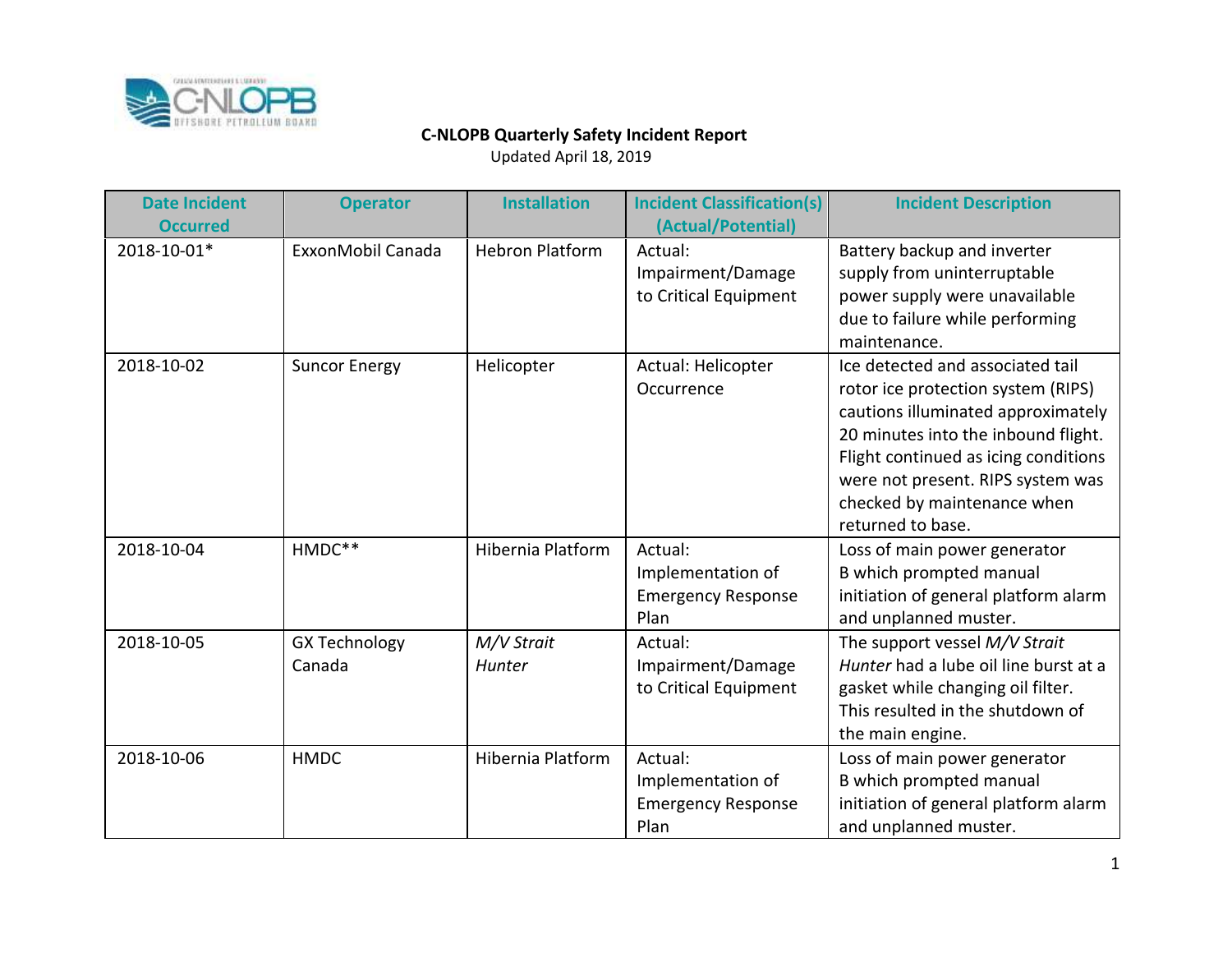**C-NLOPB Quarterly Safety Incident Report**

Updated April 18, 2019

| Date Incident Occurred | Operator | Installation | Incident Classification(s) (Actual/Potential) | Incident Description |
|---|---|---|---|---|
| 2018-10-01* | ExxonMobil Canada | Hebron Platform | Actual: Impairment/Damage to Critical Equipment | Battery backup and inverter supply from uninterruptable power supply were unavailable due to failure while performing maintenance. |
| 2018-10-02 | Suncor Energy | Helicopter | Actual: Helicopter Occurrence | Ice detected and associated tail rotor ice protection system (RIPS) cautions illuminated approximately 20 minutes into the inbound flight. Flight continued as icing conditions were not present. RIPS system was checked by maintenance when returned to base. |
| 2018-10-04 | HMDC** | Hibernia Platform | Actual: Implementation of Emergency Response Plan | Loss of main power generator B which prompted manual initiation of general platform alarm and unplanned muster. |
| 2018-10-05 | GX Technology Canada | *M/V Strait Hunter* | Actual: Impairment/Damage to Critical Equipment | The support vessel *M/V Strait Hunter* had a lube oil line burst at a gasket while changing oil filter. This resulted in the shutdown of the main engine. |
| 2018-10-06 | HMDC | Hibernia Platform | Actual: Implementation of Emergency Response Plan | Loss of main power generator B which prompted manual initiation of general platform alarm and unplanned muster. |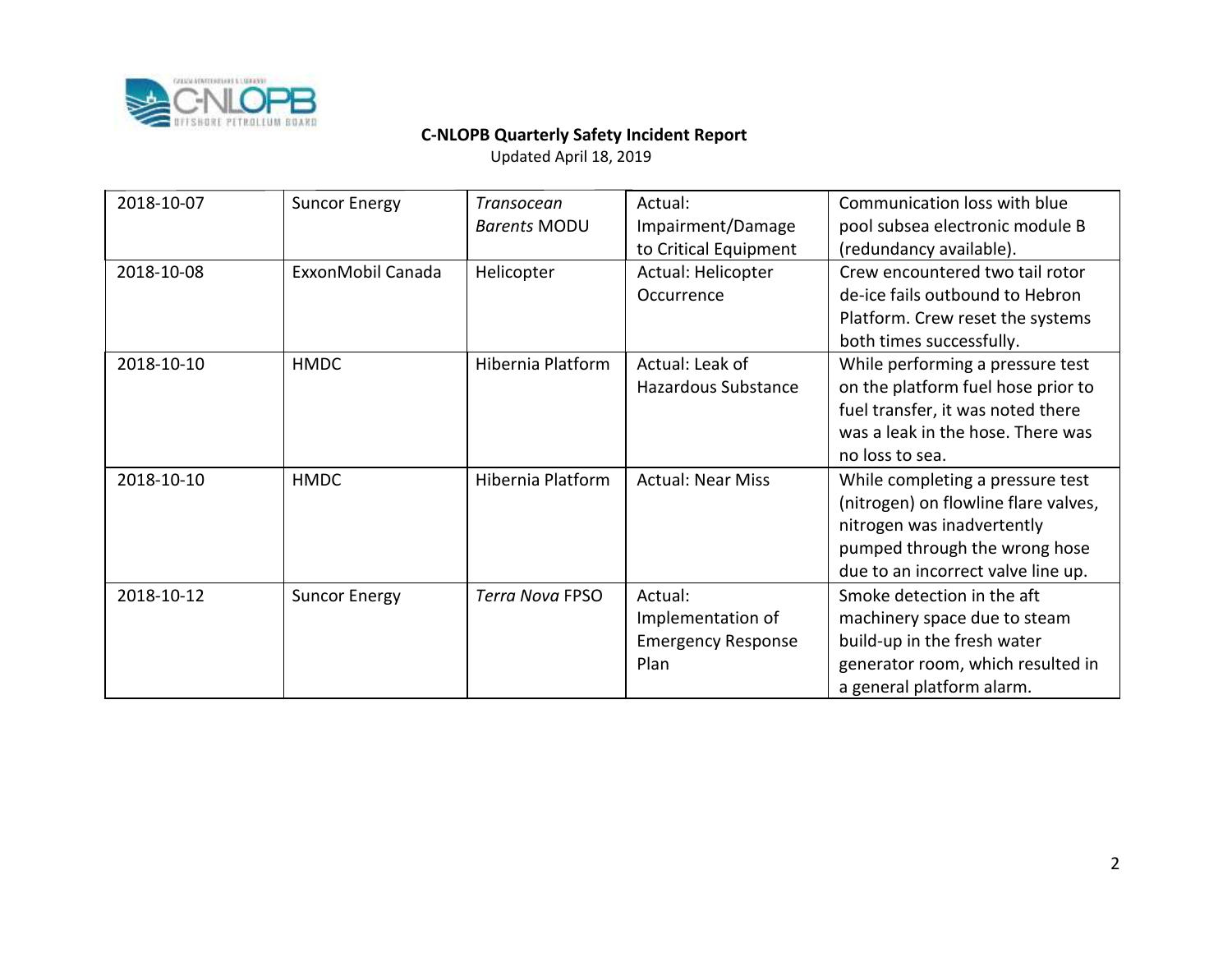**C-NLOPB Quarterly Safety Incident Report**

Updated April 18, 2019

| | | | | |
|---|---|---|---|---|
| 2018-10-07 | Suncor Energy | *Transocean Barents* MODU | Actual: Impairment/Damage to Critical Equipment | Communication loss with blue pool subsea electronic module B (redundancy available). |
| 2018-10-08 | ExxonMobil Canada | Helicopter | Actual: Helicopter Occurrence | Crew encountered two tail rotor de-ice fails outbound to Hebron Platform. Crew reset the systems both times successfully. |
| 2018-10-10 | HMDC | Hibernia Platform | Actual: Leak of Hazardous Substance | While performing a pressure test on the platform fuel hose prior to fuel transfer, it was noted there was a leak in the hose. There was no loss to sea. |
| 2018-10-10 | HMDC | Hibernia Platform | Actual: Near Miss | While completing a pressure test (nitrogen) on flowline flare valves, nitrogen was inadvertently pumped through the wrong hose due to an incorrect valve line up. |
| 2018-10-12 | Suncor Energy | *Terra Nova* FPSO | Actual: Implementation of Emergency Response Plan | Smoke detection in the aft machinery space due to steam build-up in the fresh water generator room, which resulted in a general platform alarm. |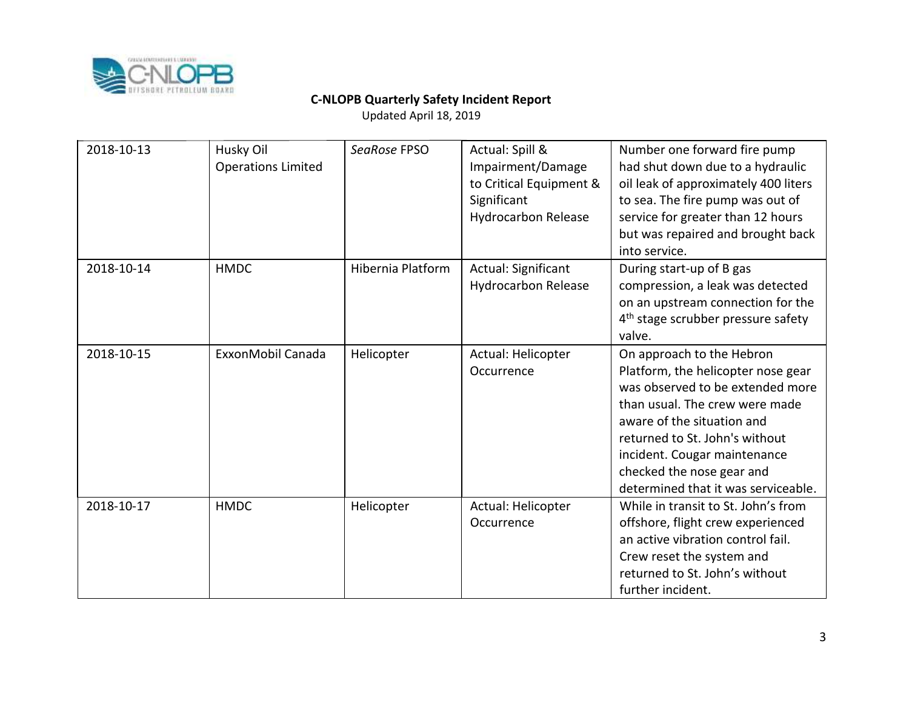**C-NLOPB Quarterly Safety Incident Report**

Updated April 18, 2019

| | | | | |
|---|---|---|---|---|
| 2018-10-13 | Husky Oil Operations Limited | *SeaRose* FPSO | Actual: Spill & Impairment/Damage to Critical Equipment & Significant Hydrocarbon Release | Number one forward fire pump had shut down due to a hydraulic oil leak of approximately 400 liters to sea. The fire pump was out of service for greater than 12 hours but was repaired and brought back into service. |
| 2018-10-14 | HMDC | Hibernia Platform | Actual: Significant Hydrocarbon Release | During start-up of B gas compression, a leak was detected on an upstream connection for the 4th stage scrubber pressure safety valve. |
| 2018-10-15 | ExxonMobil Canada | Helicopter | Actual: Helicopter Occurrence | On approach to the Hebron Platform, the helicopter nose gear was observed to be extended more than usual. The crew were made aware of the situation and returned to St. John's without incident. Cougar maintenance checked the nose gear and determined that it was serviceable. |
| 2018-10-17 | HMDC | Helicopter | Actual: Helicopter Occurrence | While in transit to St. John's from offshore, flight crew experienced an active vibration control fail. Crew reset the system and returned to St. John's without further incident. |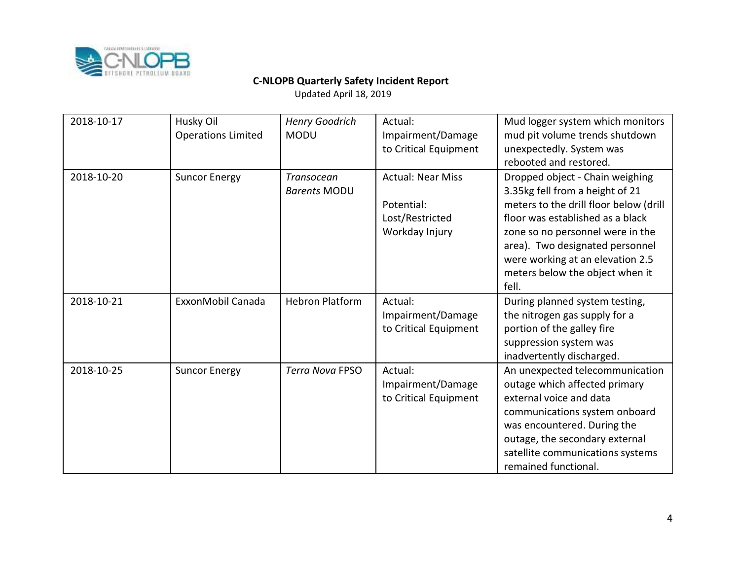**C-NLOPB Quarterly Safety Incident Report**

Updated April 18, 2019

| | | | | |
|---|---|---|---|---|
| 2018-10-17 | Husky Oil Operations Limited | *Henry Goodrich* MODU | Actual: Impairment/Damage to Critical Equipment | Mud logger system which monitors mud pit volume trends shutdown unexpectedly. System was rebooted and restored. |
| 2018-10-20 | Suncor Energy | *Transocean Barents* MODU | Actual: Near Miss<br><br>Potential: Lost/Restricted Workday Injury | Dropped object - Chain weighing 3.35kg fell from a height of 21 meters to the drill floor below (drill floor was established as a black zone so no personnel were in the area). Two designated personnel were working at an elevation 2.5 meters below the object when it fell. |
| 2018-10-21 | ExxonMobil Canada | Hebron Platform | Actual: Impairment/Damage to Critical Equipment | During planned system testing, the nitrogen gas supply for a portion of the galley fire suppression system was inadvertently discharged. |
| 2018-10-25 | Suncor Energy | *Terra Nova* FPSO | Actual: Impairment/Damage to Critical Equipment | An unexpected telecommunication outage which affected primary external voice and data communications system onboard was encountered. During the outage, the secondary external satellite communications systems remained functional. |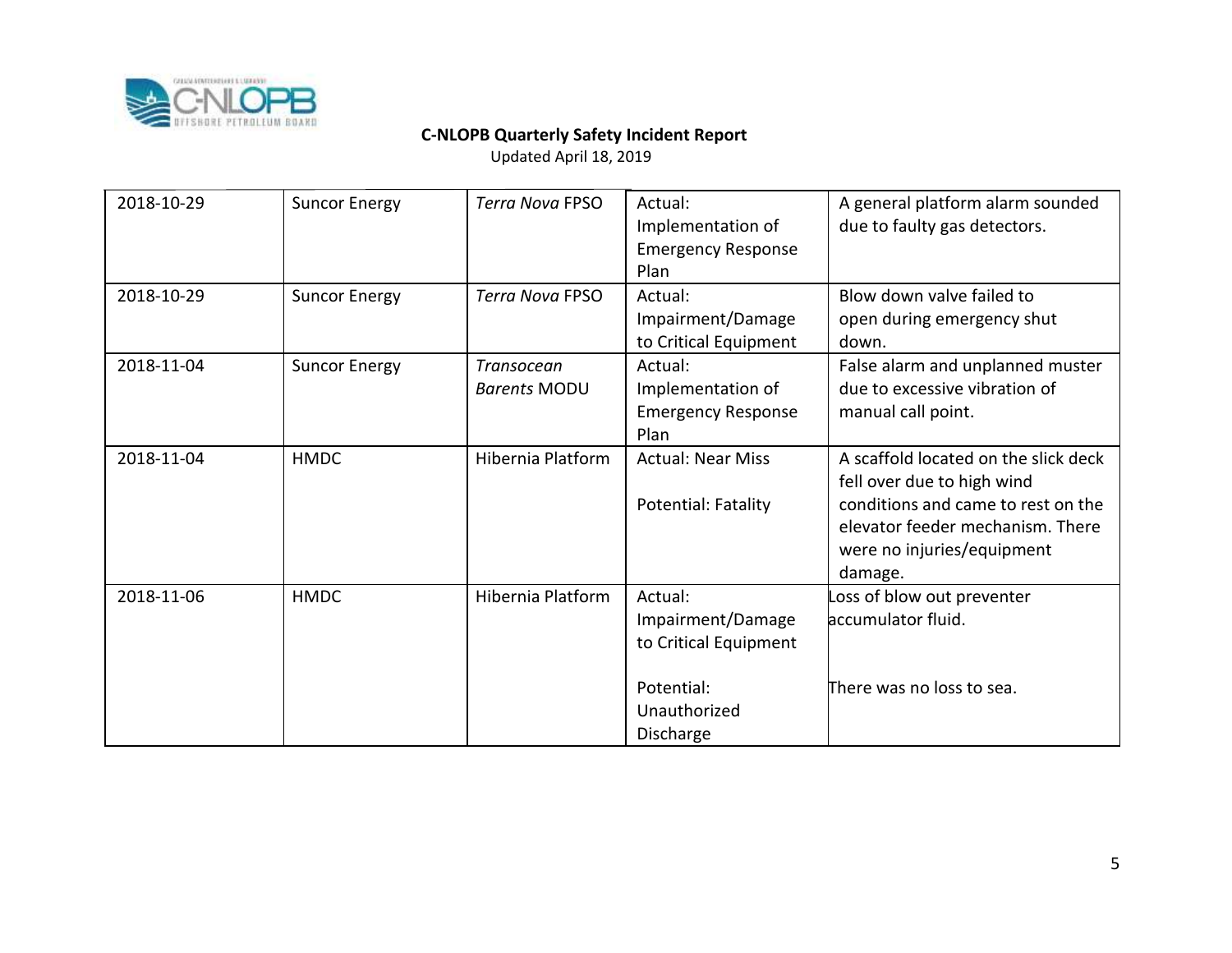**C-NLOPB Quarterly Safety Incident Report**

Updated April 18, 2019

| | | | | |
|---|---|---|---|---|
| 2018-10-29 | Suncor Energy | *Terra Nova* FPSO | Actual: Implementation of Emergency Response Plan | A general platform alarm sounded due to faulty gas detectors. |
| 2018-10-29 | Suncor Energy | *Terra Nova* FPSO | Actual: Impairment/Damage to Critical Equipment | Blow down valve failed to open during emergency shut down. |
| 2018-11-04 | Suncor Energy | *Transocean Barents* MODU | Actual: Implementation of Emergency Response Plan | False alarm and unplanned muster due to excessive vibration of manual call point. |
| 2018-11-04 | HMDC | Hibernia Platform | Actual: Near Miss<br><br>Potential: Fatality | A scaffold located on the slick deck fell over due to high wind conditions and came to rest on the elevator feeder mechanism. There were no injuries/equipment damage. |
| 2018-11-06 | HMDC | Hibernia Platform | Actual: Impairment/Damage to Critical Equipment<br><br>Potential: Unauthorized Discharge | Loss of blow out preventer accumulator fluid.<br><br>There was no loss to sea. |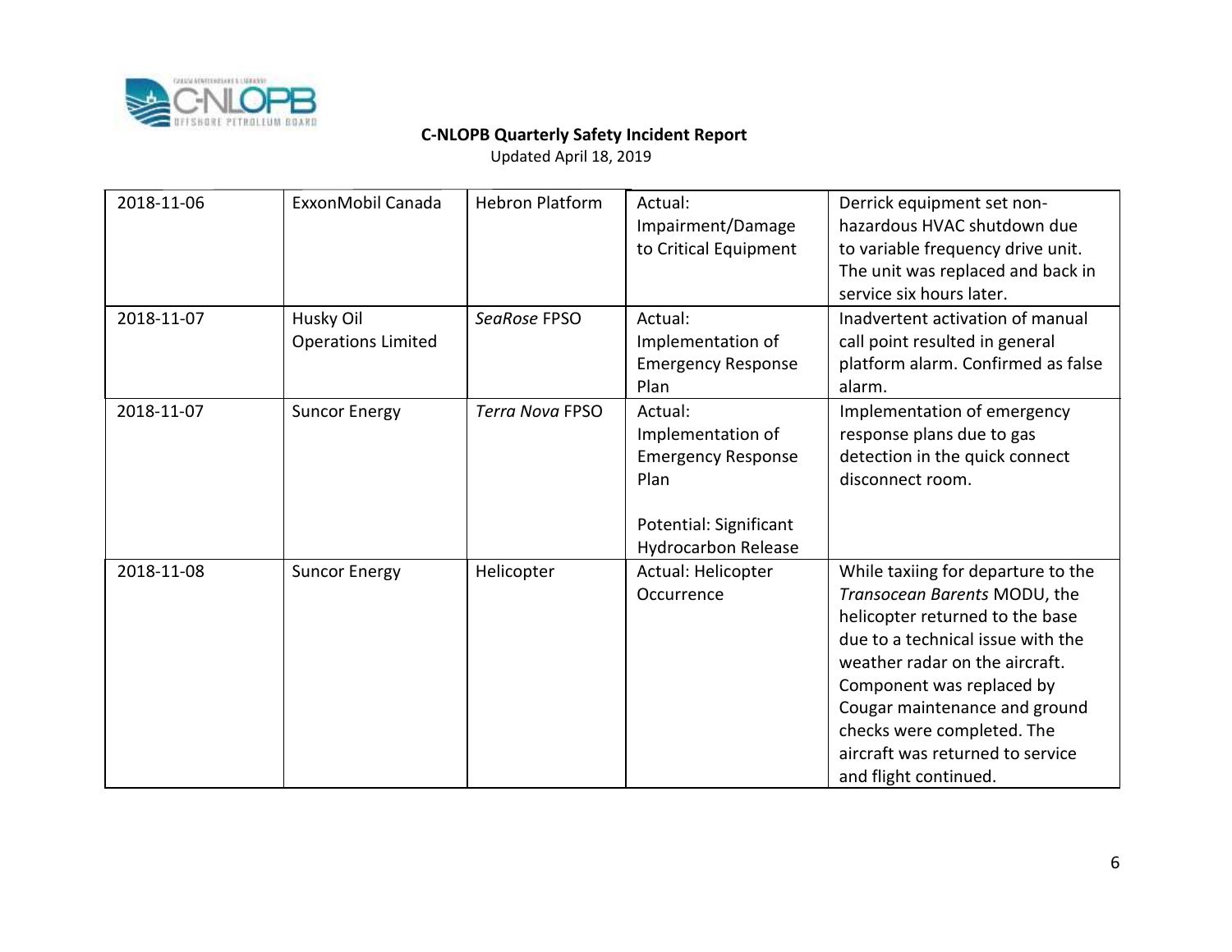**C-NLOPB Quarterly Safety Incident Report**

Updated April 18, 2019

| | | | | |
|---|---|---|---|---|
| 2018-11-06 | ExxonMobil Canada | Hebron Platform | Actual: Impairment/Damage to Critical Equipment | Derrick equipment set non-hazardous HVAC shutdown due to variable frequency drive unit. The unit was replaced and back in service six hours later. |
| 2018-11-07 | Husky Oil Operations Limited | *SeaRose* FPSO | Actual: Implementation of Emergency Response Plan | Inadvertent activation of manual call point resulted in general platform alarm. Confirmed as false alarm. |
| 2018-11-07 | Suncor Energy | *Terra Nova* FPSO | Actual: Implementation of Emergency Response Plan<br><br>Potential: Significant Hydrocarbon Release | Implementation of emergency response plans due to gas detection in the quick connect disconnect room. |
| 2018-11-08 | Suncor Energy | Helicopter | Actual: Helicopter Occurrence | While taxiing for departure to the *Transocean Barents* MODU, the helicopter returned to the base due to a technical issue with the weather radar on the aircraft. Component was replaced by Cougar maintenance and ground checks were completed. The aircraft was returned to service and flight continued. |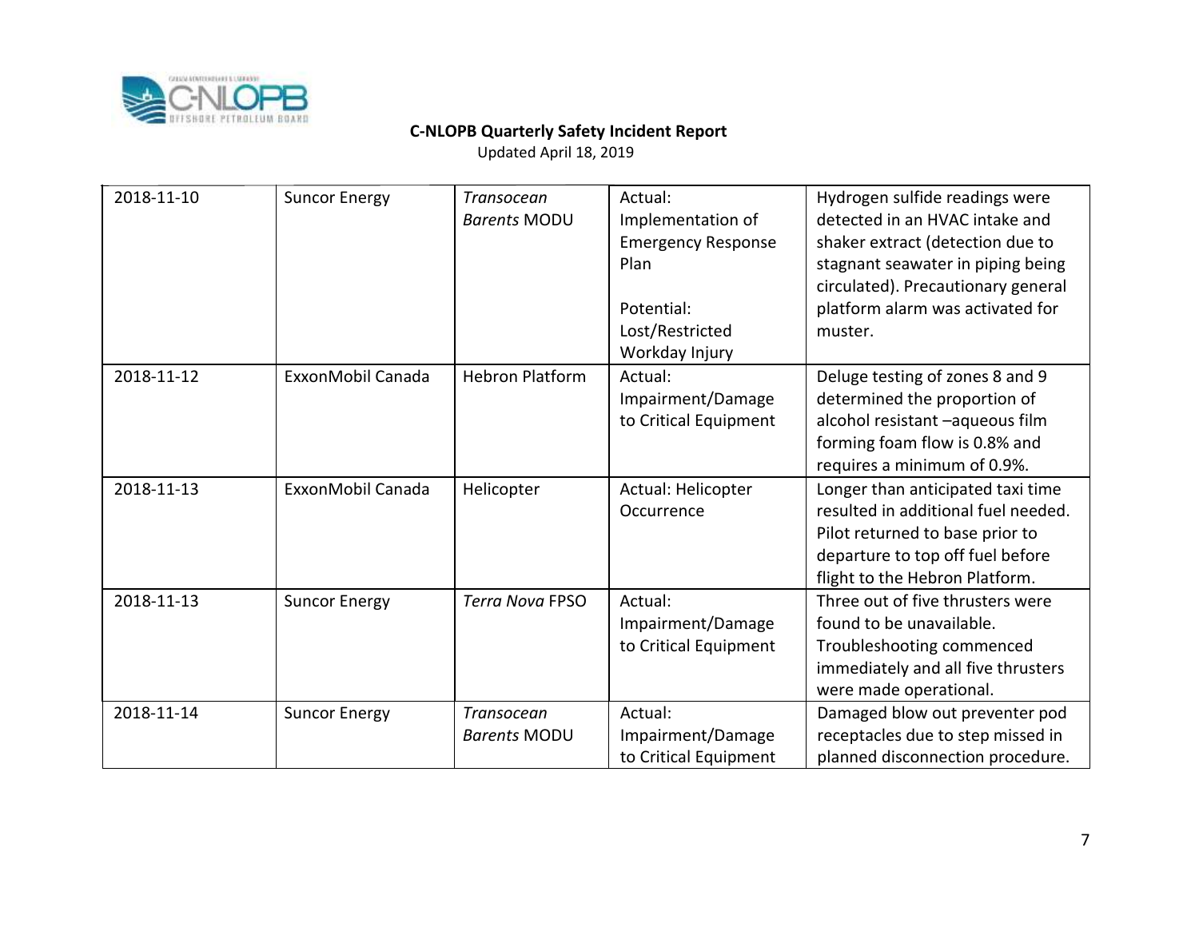**C-NLOPB Quarterly Safety Incident Report**

Updated April 18, 2019

| | | | | |
|---|---|---|---|---|
| 2018-11-10 | Suncor Energy | *Transocean Barents* MODU | Actual: Implementation of Emergency Response Plan<br><br>Potential: Lost/Restricted Workday Injury | Hydrogen sulfide readings were detected in an HVAC intake and shaker extract (detection due to stagnant seawater in piping being circulated). Precautionary general platform alarm was activated for muster. |
| 2018-11-12 | ExxonMobil Canada | Hebron Platform | Actual: Impairment/Damage to Critical Equipment | Deluge testing of zones 8 and 9 determined the proportion of alcohol resistant –aqueous film forming foam flow is 0.8% and requires a minimum of 0.9%. |
| 2018-11-13 | ExxonMobil Canada | Helicopter | Actual: Helicopter Occurrence | Longer than anticipated taxi time resulted in additional fuel needed. Pilot returned to base prior to departure to top off fuel before flight to the Hebron Platform. |
| 2018-11-13 | Suncor Energy | *Terra Nova* FPSO | Actual: Impairment/Damage to Critical Equipment | Three out of five thrusters were found to be unavailable. Troubleshooting commenced immediately and all five thrusters were made operational. |
| 2018-11-14 | Suncor Energy | *Transocean Barents* MODU | Actual: Impairment/Damage to Critical Equipment | Damaged blow out preventer pod receptacles due to step missed in planned disconnection procedure. |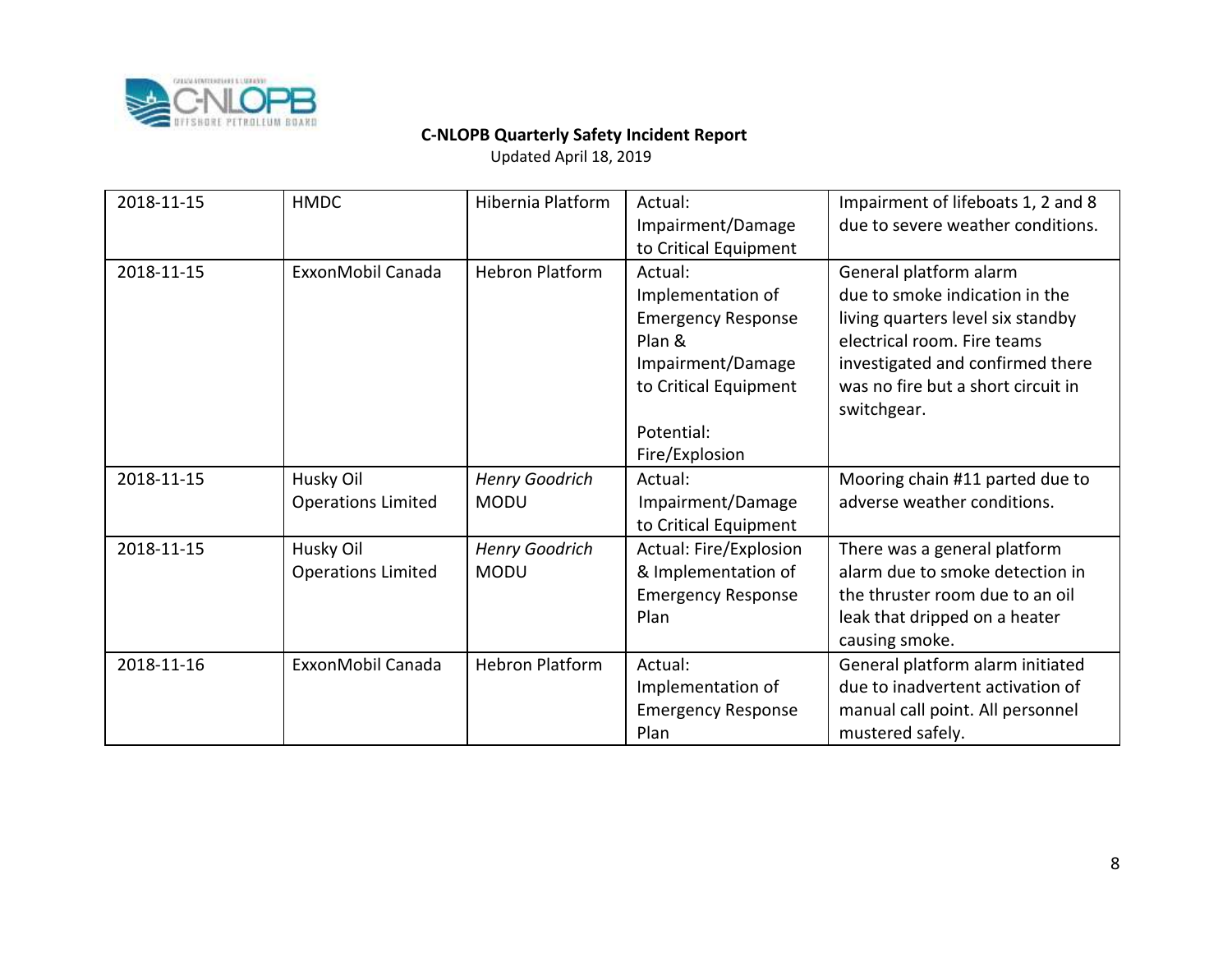**C-NLOPB Quarterly Safety Incident Report**

Updated April 18, 2019

| | | | | |
|---|---|---|---|---|
| 2018-11-15 | HMDC | Hibernia Platform | Actual: Impairment/Damage to Critical Equipment | Impairment of lifeboats 1, 2 and 8 due to severe weather conditions. |
| 2018-11-15 | ExxonMobil Canada | Hebron Platform | Actual: Implementation of Emergency Response Plan & Impairment/Damage to Critical Equipment<br><br>Potential: Fire/Explosion | General platform alarm due to smoke indication in the living quarters level six standby electrical room. Fire teams investigated and confirmed there was no fire but a short circuit in switchgear. |
| 2018-11-15 | Husky Oil Operations Limited | *Henry Goodrich* MODU | Actual: Impairment/Damage to Critical Equipment | Mooring chain #11 parted due to adverse weather conditions. |
| 2018-11-15 | Husky Oil Operations Limited | *Henry Goodrich* MODU | Actual: Fire/Explosion & Implementation of Emergency Response Plan | There was a general platform alarm due to smoke detection in the thruster room due to an oil leak that dripped on a heater causing smoke. |
| 2018-11-16 | ExxonMobil Canada | Hebron Platform | Actual: Implementation of Emergency Response Plan | General platform alarm initiated due to inadvertent activation of manual call point. All personnel mustered safely. |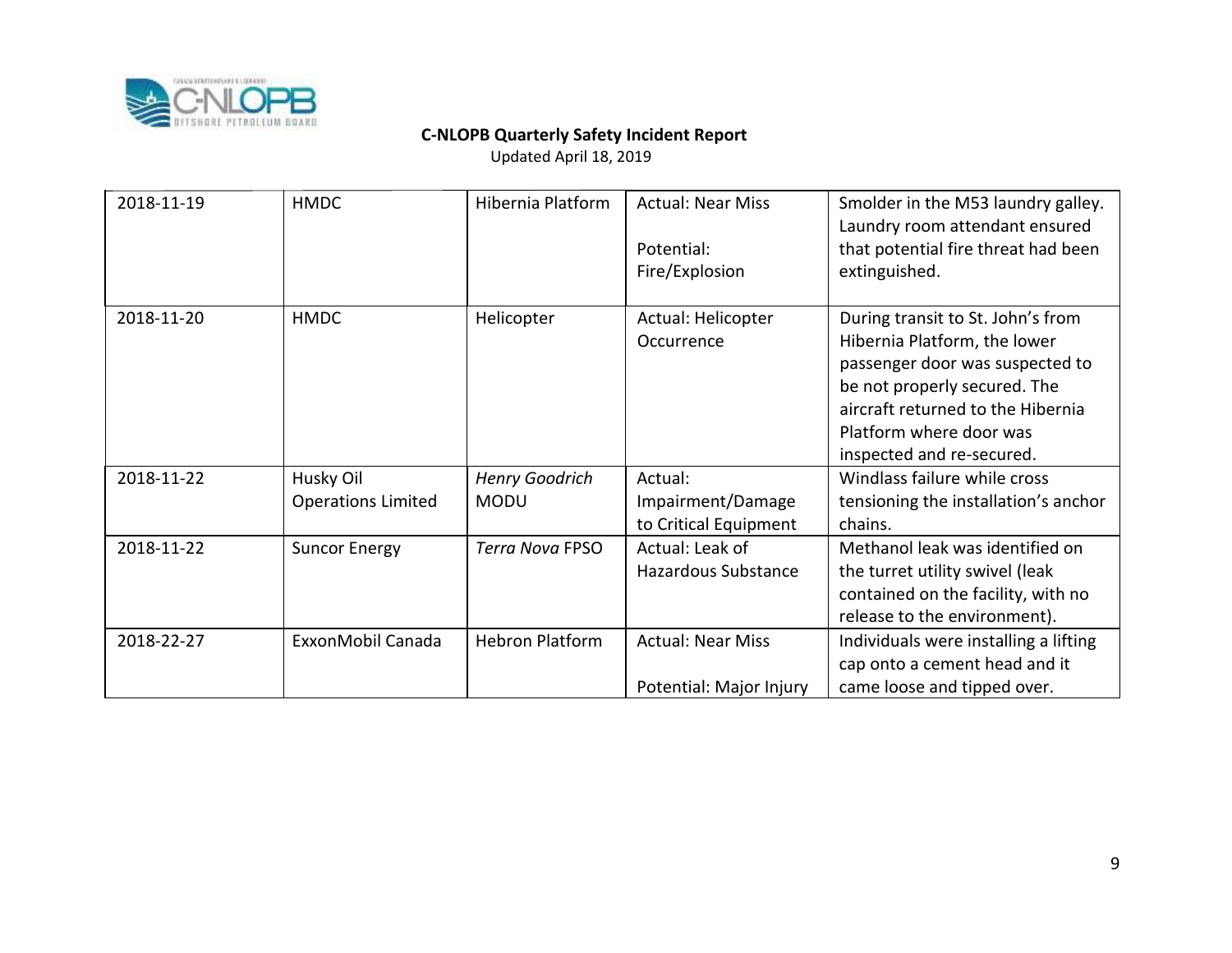**C-NLOPB Quarterly Safety Incident Report**

Updated April 18, 2019

| | | | | |
|---|---|---|---|---|
| 2018-11-19 | HMDC | Hibernia Platform | Actual: Near Miss<br><br>Potential: Fire/Explosion | Smolder in the M53 laundry galley. Laundry room attendant ensured that potential fire threat had been extinguished. |
| 2018-11-20 | HMDC | Helicopter | Actual: Helicopter Occurrence | During transit to St. John's from Hibernia Platform, the lower passenger door was suspected to be not properly secured. The aircraft returned to the Hibernia Platform where door was inspected and re-secured. |
| 2018-11-22 | Husky Oil Operations Limited | *Henry Goodrich* MODU | Actual: Impairment/Damage to Critical Equipment | Windlass failure while cross tensioning the installation's anchor chains. |
| 2018-11-22 | Suncor Energy | *Terra Nova* FPSO | Actual: Leak of Hazardous Substance | Methanol leak was identified on the turret utility swivel (leak contained on the facility, with no release to the environment). |
| 2018-22-27 | ExxonMobil Canada | Hebron Platform | Actual: Near Miss<br><br>Potential: Major Injury | Individuals were installing a lifting cap onto a cement head and it came loose and tipped over. |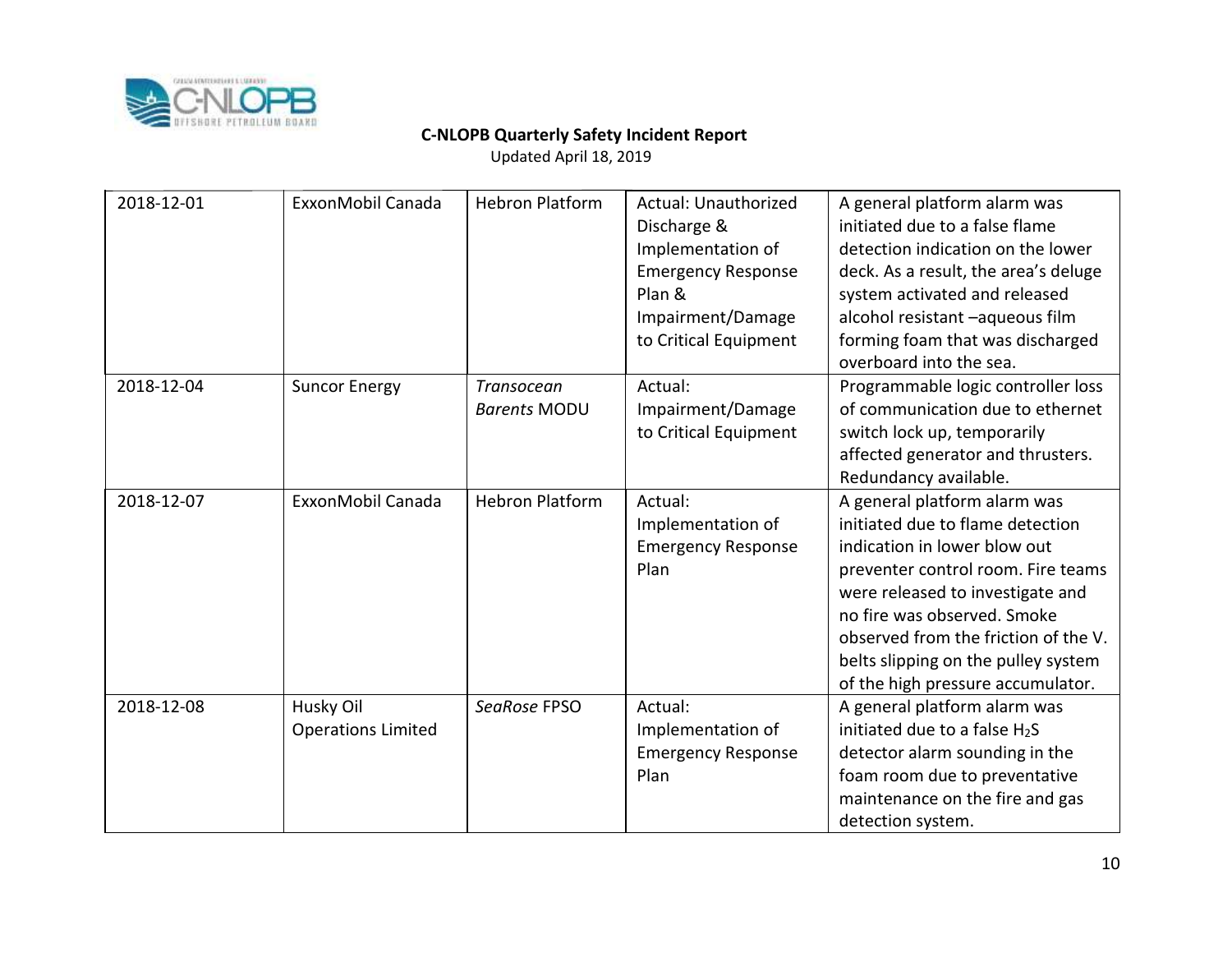**C-NLOPB Quarterly Safety Incident Report**

Updated April 18, 2019

| | | | | |
|---|---|---|---|---|
| 2018-12-01 | ExxonMobil Canada | Hebron Platform | Actual: Unauthorized Discharge & Implementation of Emergency Response Plan & Impairment/Damage to Critical Equipment | A general platform alarm was initiated due to a false flame detection indication on the lower deck. As a result, the area's deluge system activated and released alcohol resistant –aqueous film forming foam that was discharged overboard into the sea. |
| 2018-12-04 | Suncor Energy | *Transocean Barents* MODU | Actual: Impairment/Damage to Critical Equipment | Programmable logic controller loss of communication due to ethernet switch lock up, temporarily affected generator and thrusters. Redundancy available. |
| 2018-12-07 | ExxonMobil Canada | Hebron Platform | Actual: Implementation of Emergency Response Plan | A general platform alarm was initiated due to flame detection indication in lower blow out preventer control room. Fire teams were released to investigate and no fire was observed. Smoke observed from the friction of the V. belts slipping on the pulley system of the high pressure accumulator. |
| 2018-12-08 | Husky Oil Operations Limited | *SeaRose* FPSO | Actual: Implementation of Emergency Response Plan | A general platform alarm was initiated due to a false $H_2S$ detector alarm sounding in the foam room due to preventative maintenance on the fire and gas detection system. |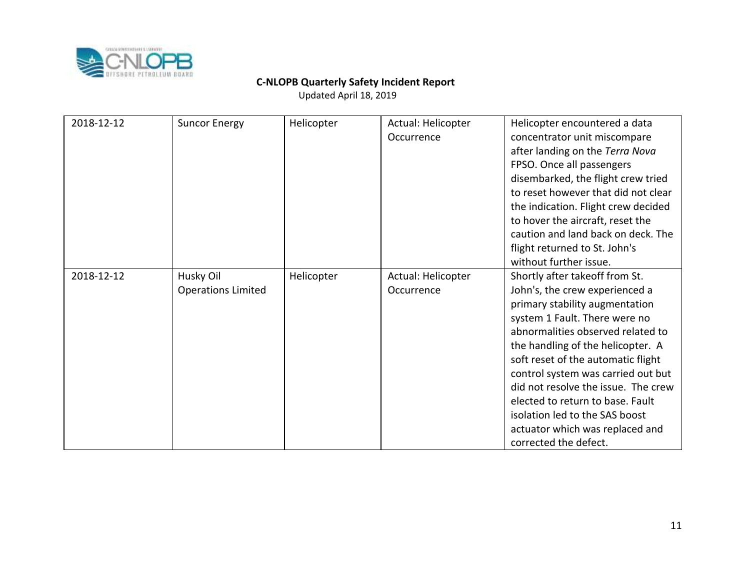| | | | | |
|---|---|---|---|---|
| 2018-12-12 | Suncor Energy | Helicopter | Actual: Helicopter Occurrence | Helicopter encountered a data concentrator unit miscompare after landing on the *Terra Nova* FPSO. Once all passengers disembarked, the flight crew tried to reset however that did not clear the indication. Flight crew decided to hover the aircraft, reset the caution and land back on deck. The flight returned to St. John's without further issue. |
| 2018-12-12 | Husky Oil Operations Limited | Helicopter | Actual: Helicopter Occurrence | Shortly after takeoff from St. John's, the crew experienced a primary stability augmentation system 1 Fault. There were no abnormalities observed related to the handling of the helicopter. A soft reset of the automatic flight control system was carried out but did not resolve the issue. The crew elected to return to base. Fault isolation led to the SAS boost actuator which was replaced and corrected the defect. |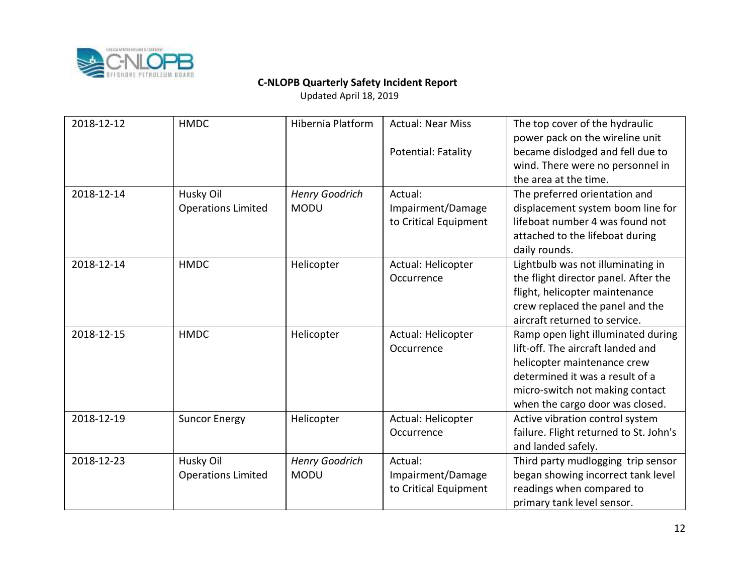**C-NLOPB Quarterly Safety Incident Report**

Updated April 18, 2019

| | | | | |
|---|---|---|---|---|
| 2018-12-12 | HMDC | Hibernia Platform | Actual: Near Miss<br><br>Potential: Fatality | The top cover of the hydraulic power pack on the wireline unit became dislodged and fell due to wind. There were no personnel in the area at the time. |
| 2018-12-14 | Husky Oil Operations Limited | *Henry Goodrich* MODU | Actual: Impairment/Damage to Critical Equipment | The preferred orientation and displacement system boom line for lifeboat number 4 was found not attached to the lifeboat during daily rounds. |
| 2018-12-14 | HMDC | Helicopter | Actual: Helicopter Occurrence | Lightbulb was not illuminating in the flight director panel. After the flight, helicopter maintenance crew replaced the panel and the aircraft returned to service. |
| 2018-12-15 | HMDC | Helicopter | Actual: Helicopter Occurrence | Ramp open light illuminated during lift-off. The aircraft landed and helicopter maintenance crew determined it was a result of a micro-switch not making contact when the cargo door was closed. |
| 2018-12-19 | Suncor Energy | Helicopter | Actual: Helicopter Occurrence | Active vibration control system failure. Flight returned to St. John's and landed safely. |
| 2018-12-23 | Husky Oil Operations Limited | *Henry Goodrich* MODU | Actual: Impairment/Damage to Critical Equipment | Third party mudlogging trip sensor began showing incorrect tank level readings when compared to primary tank level sensor. |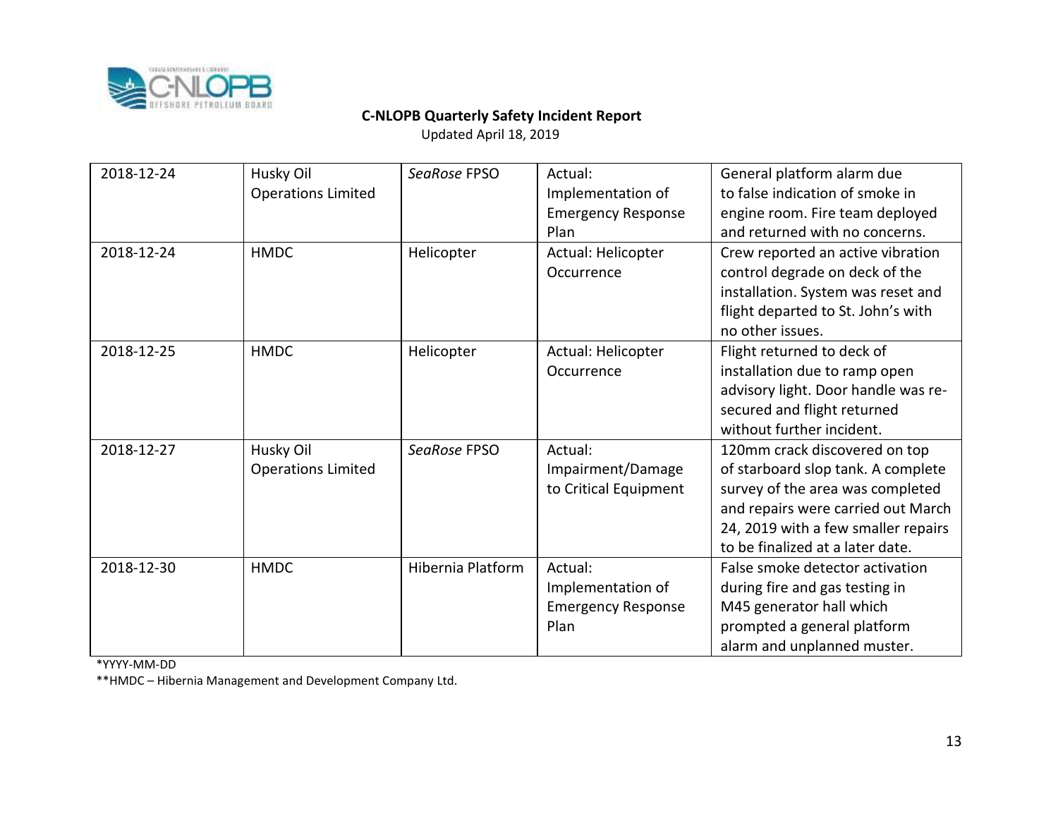**C-NLOPB Quarterly Safety Incident Report**

Updated April 18, 2019

| | | | | |
|---|---|---|---|---|
| 2018-12-24 | Husky Oil Operations Limited | *SeaRose* FPSO | Actual: Implementation of Emergency Response Plan | General platform alarm due to false indication of smoke in engine room. Fire team deployed and returned with no concerns. |
| 2018-12-24 | HMDC | Helicopter | Actual: Helicopter Occurrence | Crew reported an active vibration control degrade on deck of the installation. System was reset and flight departed to St. John's with no other issues. |
| 2018-12-25 | HMDC | Helicopter | Actual: Helicopter Occurrence | Flight returned to deck of installation due to ramp open advisory light. Door handle was re-secured and flight returned without further incident. |
| 2018-12-27 | Husky Oil Operations Limited | *SeaRose* FPSO | Actual: Impairment/Damage to Critical Equipment | 120mm crack discovered on top of starboard slop tank. A complete survey of the area was completed and repairs were carried out March 24, 2019 with a few smaller repairs to be finalized at a later date. |
| 2018-12-30 | HMDC | Hibernia Platform | Actual: Implementation of Emergency Response Plan | False smoke detector activation during fire and gas testing in M45 generator hall which prompted a general platform alarm and unplanned muster. |

*YYYY-MM-DD

**HMDC – Hibernia Management and Development Company Ltd.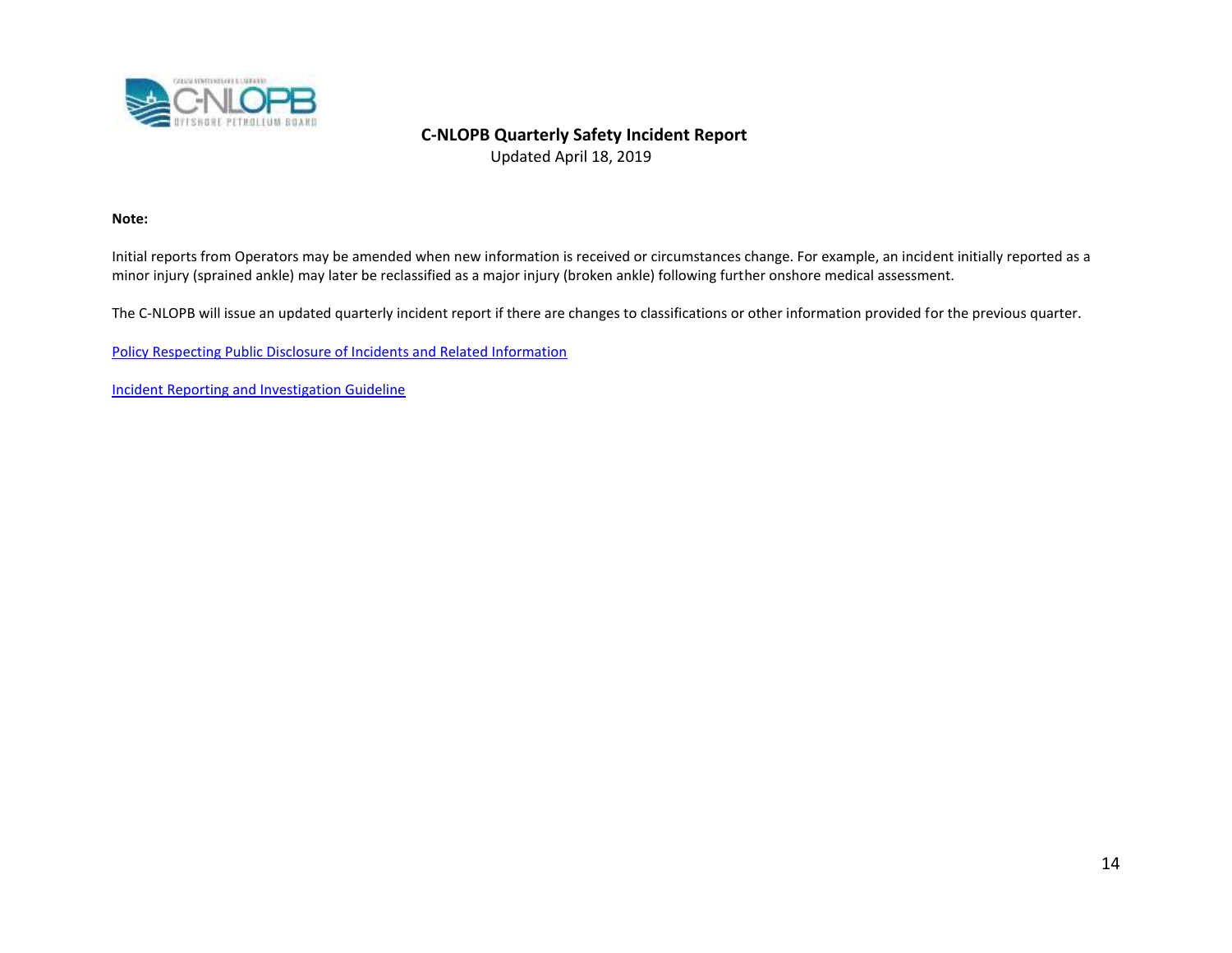**C-NLOPB Quarterly Safety Incident Report**

Updated April 18, 2019

**Note:**

Initial reports from Operators may be amended when new information is received or circumstances change. For example, an incident initially reported as a minor injury (sprained ankle) may later be reclassified as a major injury (broken ankle) following further onshore medical assessment.

The C-NLOPB will issue an updated quarterly incident report if there are changes to classifications or other information provided for the previous quarter.

Policy Respecting Public Disclosure of Incidents and Related Information

Incident Reporting and Investigation Guideline